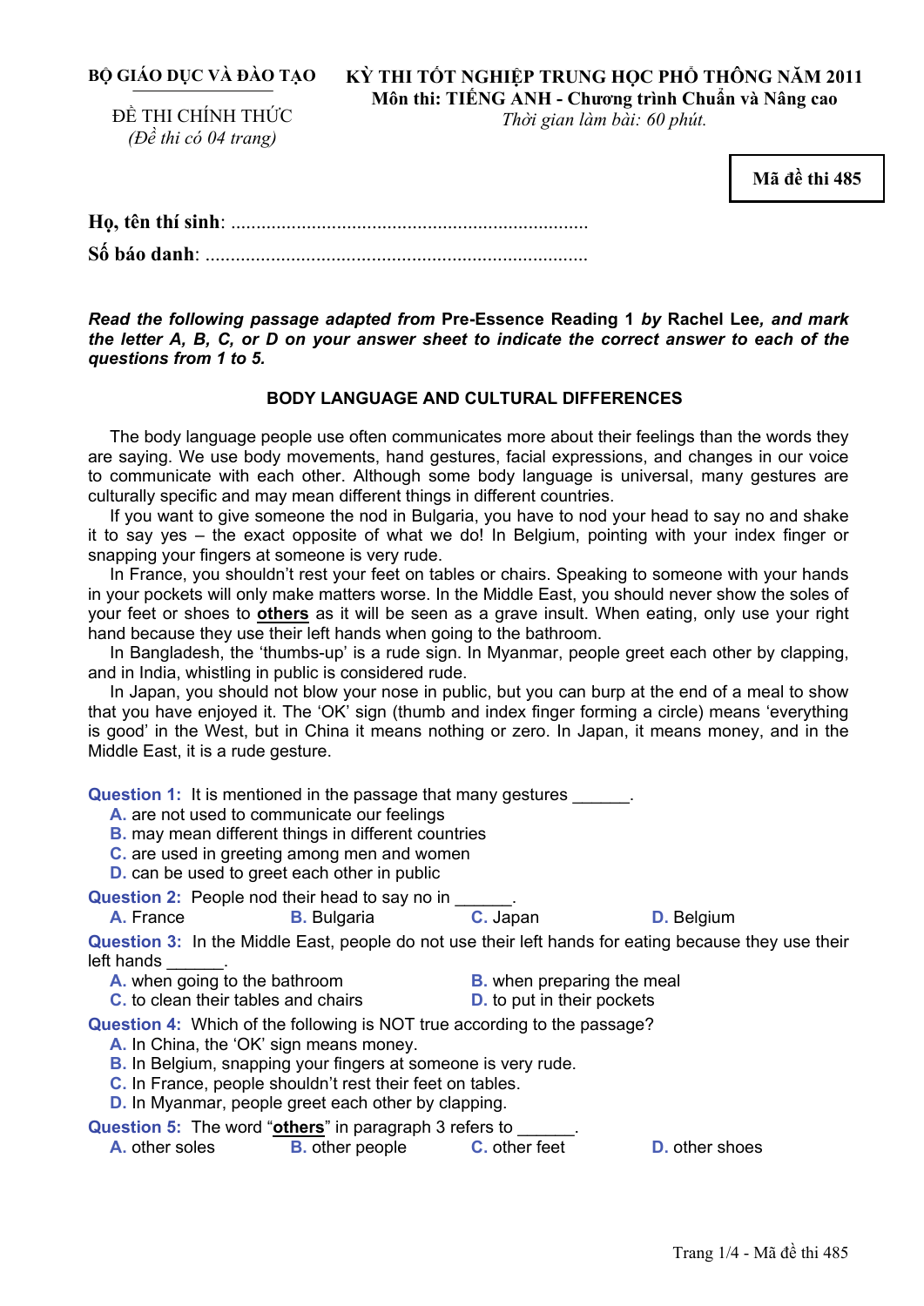**BỘ GIÁO DỤC VÀ ĐÀO TẠO**

ĐỀ THI CHÍNH THỨC
*(Đề thi có 04 trang)*

**KỲ THI TỐT NGHIỆP TRUNG HỌC PHỔ THÔNG NĂM 2011**
**Môn thi: TIẾNG ANH - Chương trình Chuẩn và Nâng cao**
*Thời gian làm bài: 60 phút.*

**Mã đề thi 485**

**Họ, tên thí sinh**: .......................................................................

**Số báo danh**: ...........................................................................

***Read the following passage adapted from* Pre-Essence Reading 1 *by* Rachel Lee*, and mark the letter A, B, C, or D on your answer sheet to indicate the correct answer to each of the questions from 1 to 5.***

**BODY LANGUAGE AND CULTURAL DIFFERENCES**

The body language people use often communicates more about their feelings than the words they are saying. We use body movements, hand gestures, facial expressions, and changes in our voice to communicate with each other. Although some body language is universal, many gestures are culturally specific and may mean different things in different countries.

If you want to give someone the nod in Bulgaria, you have to nod your head to say no and shake it to say yes – the exact opposite of what we do! In Belgium, pointing with your index finger or snapping your fingers at someone is very rude.

In France, you shouldn't rest your feet on tables or chairs. Speaking to someone with your hands in your pockets will only make matters worse. In the Middle East, you should never show the soles of your feet or shoes to **others** as it will be seen as a grave insult. When eating, only use your right hand because they use their left hands when going to the bathroom.

In Bangladesh, the 'thumbs-up' is a rude sign. In Myanmar, people greet each other by clapping, and in India, whistling in public is considered rude.

In Japan, you should not blow your nose in public, but you can burp at the end of a meal to show that you have enjoyed it. The 'OK' sign (thumb and index finger forming a circle) means 'everything is good' in the West, but in China it means nothing or zero. In Japan, it means money, and in the Middle East, it is a rude gesture.

**Question 1:** It is mentioned in the passage that many gestures ______.
A. are not used to communicate our feelings
B. may mean different things in different countries
C. are used in greeting among men and women
D. can be used to greet each other in public

**Question 2:** People nod their head to say no in ______.
A. France B. Bulgaria C. Japan D. Belgium

**Question 3:** In the Middle East, people do not use their left hands for eating because they use their left hands ______.
A. when going to the bathroom
B. when preparing the meal
C. to clean their tables and chairs
D. to put in their pockets

**Question 4:** Which of the following is NOT true according to the passage?
A. In China, the 'OK' sign means money.
B. In Belgium, snapping your fingers at someone is very rude.
C. In France, people shouldn't rest their feet on tables.
D. In Myanmar, people greet each other by clapping.

**Question 5:** The word "**others**" in paragraph 3 refers to ______.
A. other soles B. other people C. other feet D. other shoes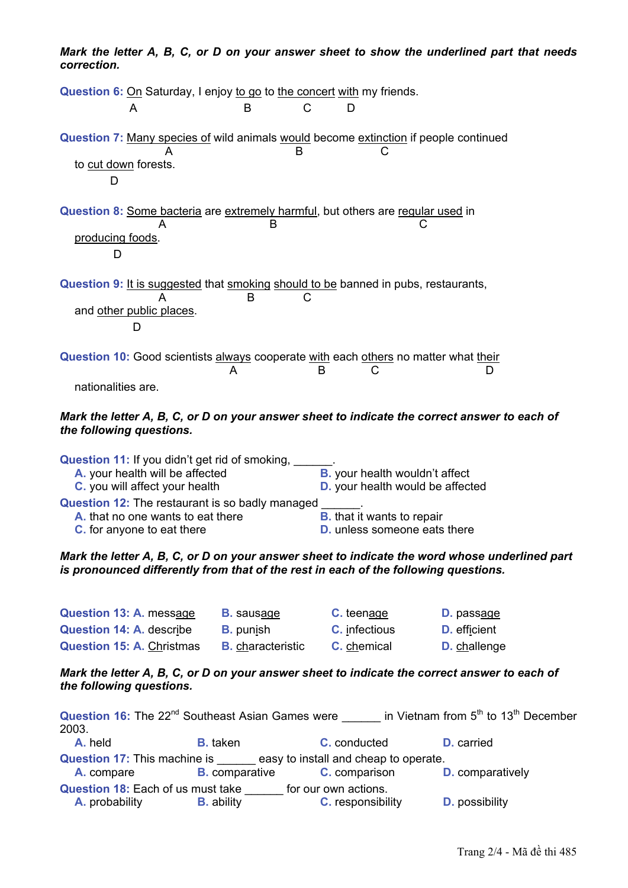***Mark the letter A, B, C, or D on your answer sheet to show the underlined part that needs correction.***

**Question 6:** <u>On</u> Saturday, I enjoy <u>to go</u> to <u>the concert</u> <u>with</u> my friends.
A B C D

**Question 7:** <u>Many species of</u> wild animals <u>would</u> become <u>extinction</u> if people continued to <u>cut down</u> forests.
A B C D

**Question 8:** <u>Some bacteria</u> are <u>extremely harmful</u>, but others are <u>regular used</u> in <u>producing foods</u>.
A B C D

**Question 9:** <u>It is suggested</u> that <u>smoking</u> <u>should to be</u> banned in pubs, restaurants, and <u>other public places</u>.
A B C D

**Question 10:** Good scientists <u>always</u> cooperate <u>with</u> each <u>others</u> no matter what <u>their</u> nationalities are.
A B C D

***Mark the letter A, B, C, or D on your answer sheet to indicate the correct answer to each of the following questions.***

**Question 11:** If you didn't get rid of smoking, ______.
A. your health will be affected
B. your health wouldn't affect
C. you will affect your health
D. your health would be affected

**Question 12:** The restaurant is so badly managed ______.
A. that no one wants to eat there
B. that it wants to repair
C. for anyone to eat there
D. unless someone eats there

***Mark the letter A, B, C, or D on your answer sheet to indicate the word whose underlined part is pronounced differently from that of the rest in each of the following questions.***

**Question 13:** A. mess<u>age</u> B. saus<u>age</u> C. teen<u>age</u> D. pass<u>age</u>

**Question 14:** A. descr<u>i</u>be B. pun<u>i</u>sh C. <u>i</u>nfectious D. effi<u>c</u>ient

**Question 15:** A. <u>Ch</u>ristmas B. <u>ch</u>aracteristic C. <u>ch</u>emical D. <u>ch</u>allenge

***Mark the letter A, B, C, or D on your answer sheet to indicate the correct answer to each of the following questions.***

**Question 16:** The 22nd Southeast Asian Games were ______ in Vietnam from 5th to 13th December 2003.
A. held B. taken C. conducted D. carried

**Question 17:** This machine is ______ easy to install and cheap to operate.
A. compare B. comparative C. comparison D. comparatively

**Question 18:** Each of us must take ______ for our own actions.
A. probability B. ability C. responsibility D. possibility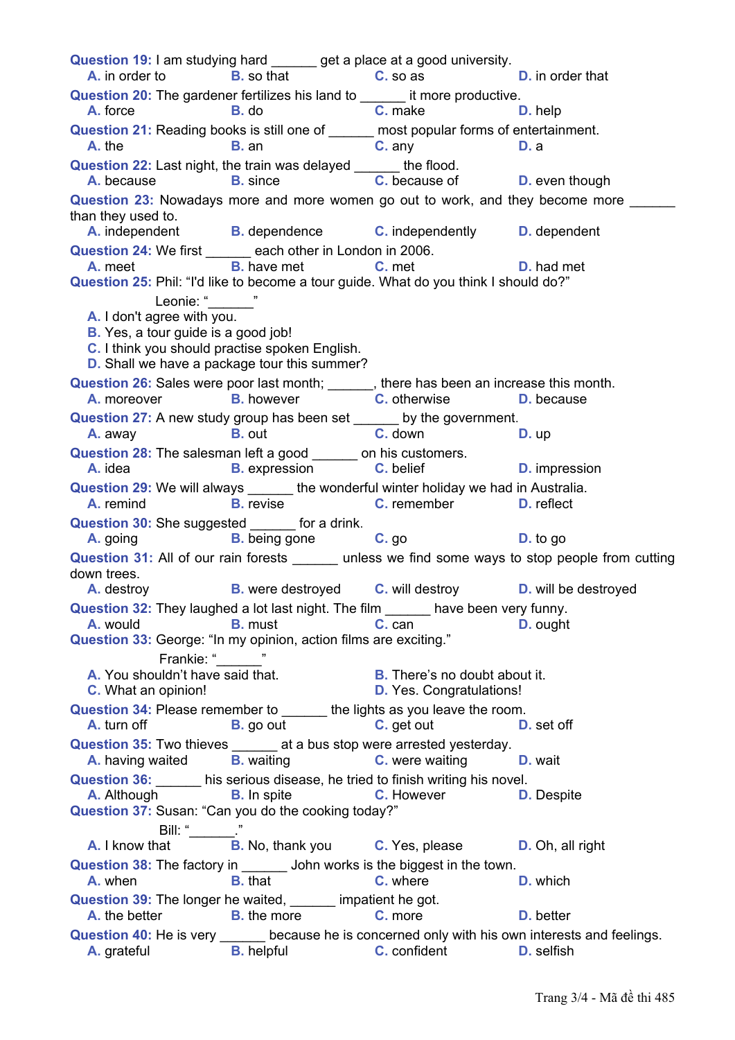**Question 19:** I am studying hard ______ get a place at a good university.
**A.** in order to **B.** so that **C.** so as **D.** in order that

**Question 20:** The gardener fertilizes his land to ______ it more productive.
**A.** force **B.** do **C.** make **D.** help

**Question 21:** Reading books is still one of ______ most popular forms of entertainment.
**A.** the **B.** an **C.** any **D.** a

**Question 22:** Last night, the train was delayed ______ the flood.
**A.** because **B.** since **C.** because of **D.** even though

**Question 23:** Nowadays more and more women go out to work, and they become more ______ than they used to.
**A.** independent **B.** dependence **C.** independently **D.** dependent

**Question 24:** We first ______ each other in London in 2006.
**A.** meet **B.** have met **C.** met **D.** had met

**Question 25:** Phil: "I'd like to become a tour guide. What do you think I should do?"
Leonie: "______"
**A.** I don't agree with you.
**B.** Yes, a tour guide is a good job!
**C.** I think you should practise spoken English.
**D.** Shall we have a package tour this summer?

**Question 26:** Sales were poor last month; ______, there has been an increase this month.
**A.** moreover **B.** however **C.** otherwise **D.** because

**Question 27:** A new study group has been set ______ by the government.
**A.** away **B.** out **C.** down **D.** up

**Question 28:** The salesman left a good ______ on his customers.
**A.** idea **B.** expression **C.** belief **D.** impression

**Question 29:** We will always ______ the wonderful winter holiday we had in Australia.
**A.** remind **B.** revise **C.** remember **D.** reflect

**Question 30:** She suggested ______ for a drink.
**A.** going **B.** being gone **C.** go **D.** to go

**Question 31:** All of our rain forests ______ unless we find some ways to stop people from cutting down trees.
**A.** destroy **B.** were destroyed **C.** will destroy **D.** will be destroyed

**Question 32:** They laughed a lot last night. The film ______ have been very funny.
**A.** would **B.** must **C.** can **D.** ought

**Question 33:** George: "In my opinion, action films are exciting."
Frankie: "______"
**A.** You shouldn't have said that. **B.** There's no doubt about it.
**C.** What an opinion! **D.** Yes. Congratulations!

**Question 34:** Please remember to ______ the lights as you leave the room.
**A.** turn off **B.** go out **C.** get out **D.** set off

**Question 35:** Two thieves ______ at a bus stop were arrested yesterday.
**A.** having waited **B.** waiting **C.** were waiting **D.** wait

**Question 36:** ______ his serious disease, he tried to finish writing his novel.
**A.** Although **B.** In spite **C.** However **D.** Despite

**Question 37:** Susan: "Can you do the cooking today?"
Bill: "______."
**A.** I know that **B.** No, thank you **C.** Yes, please **D.** Oh, all right

**Question 38:** The factory in ______ John works is the biggest in the town.
**A.** when **B.** that **C.** where **D.** which

**Question 39:** The longer he waited, ______ impatient he got.
**A.** the better **B.** the more **C.** more **D.** better

**Question 40:** He is very ______ because he is concerned only with his own interests and feelings.
**A.** grateful **B.** helpful **C.** confident **D.** selfish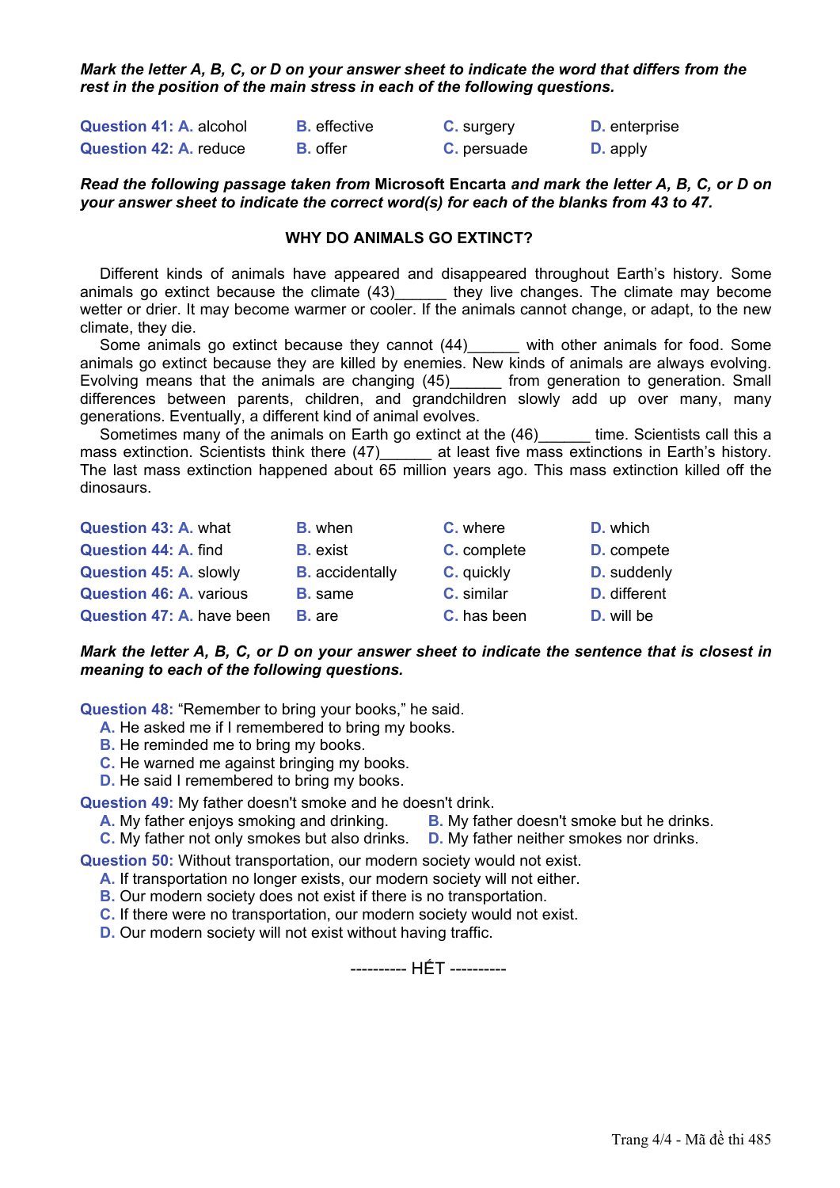***Mark the letter A, B, C, or D on your answer sheet to indicate the word that differs from the rest in the position of the main stress in each of the following questions.***

**Question 41:** **A.** alcohol **B.** effective **C.** surgery **D.** enterprise

**Question 42:** **A.** reduce **B.** offer **C.** persuade **D.** apply

***Read the following passage taken from* Microsoft Encarta *and mark the letter A, B, C, or D on your answer sheet to indicate the correct word(s) for each of the blanks from 43 to 47.***

**WHY DO ANIMALS GO EXTINCT?**

Different kinds of animals have appeared and disappeared throughout Earth's history. Some animals go extinct because the climate (43)______ they live changes. The climate may become wetter or drier. It may become warmer or cooler. If the animals cannot change, or adapt, to the new climate, they die.

Some animals go extinct because they cannot (44)______ with other animals for food. Some animals go extinct because they are killed by enemies. New kinds of animals are always evolving. Evolving means that the animals are changing (45)______ from generation to generation. Small differences between parents, children, and grandchildren slowly add up over many, many generations. Eventually, a different kind of animal evolves.

Sometimes many of the animals on Earth go extinct at the (46)______ time. Scientists call this a mass extinction. Scientists think there (47)______ at least five mass extinctions in Earth's history. The last mass extinction happened about 65 million years ago. This mass extinction killed off the dinosaurs.

**Question 43:** **A.** what **B.** when **C.** where **D.** which

**Question 44:** **A.** find **B.** exist **C.** complete **D.** compete

**Question 45:** **A.** slowly **B.** accidentally **C.** quickly **D.** suddenly

**Question 46:** **A.** various **B.** same **C.** similar **D.** different

**Question 47:** **A.** have been **B.** are **C.** has been **D.** will be

***Mark the letter A, B, C, or D on your answer sheet to indicate the sentence that is closest in meaning to each of the following questions.***

**Question 48:** "Remember to bring your books," he said.

**A.** He asked me if I remembered to bring my books.
**B.** He reminded me to bring my books.
**C.** He warned me against bringing my books.
**D.** He said I remembered to bring my books.

**Question 49:** My father doesn't smoke and he doesn't drink.

**A.** My father enjoys smoking and drinking. **B.** My father doesn't smoke but he drinks.
**C.** My father not only smokes but also drinks. **D.** My father neither smokes nor drinks.

**Question 50:** Without transportation, our modern society would not exist.

**A.** If transportation no longer exists, our modern society will not either.
**B.** Our modern society does not exist if there is no transportation.
**C.** If there were no transportation, our modern society would not exist.
**D.** Our modern society will not exist without having traffic.

---------- HẾT ----------